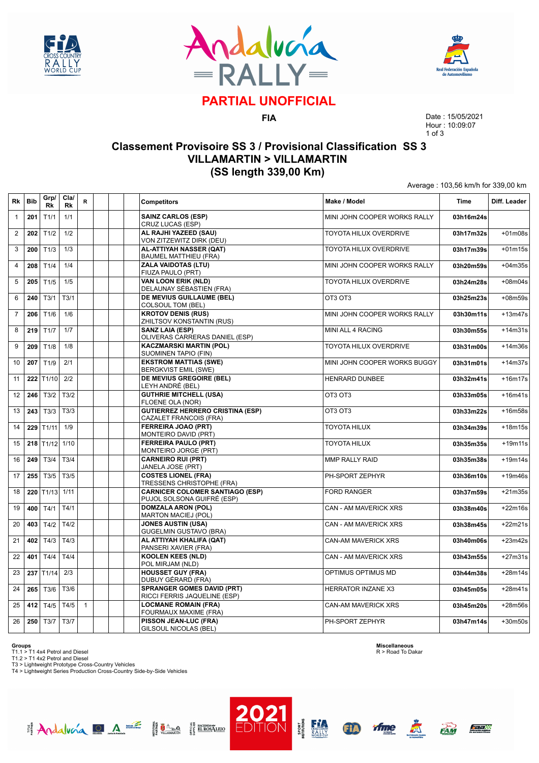# PARTIAL UNOFFICIAL

**FIA**

Date : 15/05/2021
Hour : 10:09:07

## Classement Provisoire SS 3 / Provisional Classification SS 3
## VILLAMARTIN > VILLAMARTIN
## (SS length 339,00 Km)

Average : 103,56 km/h for 339,00 km

| Rk | Bib | Grp/ Rk | Cla/ Rk | R | | | Competitors | Make / Model | Time | Diff. Leader |
|---|---|---|---|---|---|---|---|---|---|---|
| 1 | 201 | T1/1 | 1/1 | | | | **SAINZ CARLOS (ESP)** CRUZ LUCAS (ESP) | MINI JOHN COOPER WORKS RALLY | **03h16m24s** | |
| 2 | 202 | T1/2 | 1/2 | | | | **AL RAJHI YAZEED (SAU)** VON ZITZEWITZ DIRK (DEU) | TOYOTA HILUX OVERDRIVE | **03h17m32s** | +01m08s |
| 3 | 200 | T1/3 | 1/3 | | | | **AL-ATTIYAH NASSER (QAT)** BAUMEL MATTHIEU (FRA) | TOYOTA HILUX OVERDRIVE | **03h17m39s** | +01m15s |
| 4 | 208 | T1/4 | 1/4 | | | | **ZALA VAIDOTAS (LTU)** FIUZA PAULO (PRT) | MINI JOHN COOPER WORKS RALLY | **03h20m59s** | +04m35s |
| 5 | 205 | T1/5 | 1/5 | | | | **VAN LOON ERIK (NLD)** DELAUNAY SÉBASTIEN (FRA) | TOYOTA HILUX OVERDRIVE | **03h24m28s** | +08m04s |
| 6 | 240 | T3/1 | T3/1 | | | | **DE MEVIUS GUILLAUME (BEL)** COLSOUL TOM (BEL) | OT3 OT3 | **03h25m23s** | +08m59s |
| 7 | 206 | T1/6 | 1/6 | | | | **KROTOV DENIS (RUS)** ZHILTSOV KONSTANTIN (RUS) | MINI JOHN COOPER WORKS RALLY | **03h30m11s** | +13m47s |
| 8 | 219 | T1/7 | 1/7 | | | | **SANZ LAIA (ESP)** OLIVERAS CARRERAS DANIEL (ESP) | MINI ALL 4 RACING | **03h30m55s** | +14m31s |
| 9 | 209 | T1/8 | 1/8 | | | | **KACZMARSKI MARTIN (POL)** SUOMINEN TAPIO (FIN) | TOYOTA HILUX OVERDRIVE | **03h31m00s** | +14m36s |
| 10 | 207 | T1/9 | 2/1 | | | | **EKSTROM MATTIAS (SWE)** BERGKVIST EMIL (SWE) | MINI JOHN COOPER WORKS BUGGY | **03h31m01s** | +14m37s |
| 11 | 222 | T1/10 | 2/2 | | | | **DE MEVIUS GREGOIRE (BEL)** LEYH ANDRÉ (BEL) | HENRARD DUNBEE | **03h32m41s** | +16m17s |
| 12 | 246 | T3/2 | T3/2 | | | | **GUTHRIE MITCHELL (USA)** FLOENE OLA (NOR) | OT3 OT3 | **03h33m05s** | +16m41s |
| 13 | 243 | T3/3 | T3/3 | | | | **GUTIERREZ HERRERO CRISTINA (ESP)** CAZALET FRANCOIS (FRA) | OT3 OT3 | **03h33m22s** | +16m58s |
| 14 | 229 | T1/11 | 1/9 | | | | **FERREIRA JOAO (PRT)** MONTEIRO DAVID (PRT) | TOYOTA HILUX | **03h34m39s** | +18m15s |
| 15 | 218 | T1/12 | 1/10 | | | | **FERREIRA PAULO (PRT)** MONTEIRO JORGE (PRT) | TOYOTA HILUX | **03h35m35s** | +19m11s |
| 16 | 249 | T3/4 | T3/4 | | | | **CARNEIRO RUI (PRT)** JANELA JOSE (PRT) | MMP RALLY RAID | **03h35m38s** | +19m14s |
| 17 | 255 | T3/5 | T3/5 | | | | **COSTES LIONEL (FRA)** TRESSENS CHRISTOPHE (FRA) | PH-SPORT ZEPHYR | **03h36m10s** | +19m46s |
| 18 | 220 | T1/13 | 1/11 | | | | **CARNICER COLOMER SANTIAGO (ESP)** PUJOL SOLSONA GUIFRÉ (ESP) | FORD RANGER | **03h37m59s** | +21m35s |
| 19 | 400 | T4/1 | T4/1 | | | | **DOMZALA ARON (POL)** MARTON MACIEJ (POL) | CAN - AM MAVERICK XRS | **03h38m40s** | +22m16s |
| 20 | 403 | T4/2 | T4/2 | | | | **JONES AUSTIN (USA)** GUGELMIN GUSTAVO (BRA) | CAN - AM MAVERICK XRS | **03h38m45s** | +22m21s |
| 21 | 402 | T4/3 | T4/3 | | | | **AL ATTIYAH KHALIFA (QAT)** PANSERI XAVIER (FRA) | CAN-AM MAVERICK XRS | **03h40m06s** | +23m42s |
| 22 | 401 | T4/4 | T4/4 | | | | **KOOLEN KEES (NLD)** POL MIRJAM (NLD) | CAN - AM MAVERICK XRS | **03h43m55s** | +27m31s |
| 23 | 237 | T1/14 | 2/3 | | | | **HOUSSET GUY (FRA)** DUBUY GÉRARD (FRA) | OPTIMUS OPTIMUS MD | **03h44m38s** | +28m14s |
| 24 | 265 | T3/6 | T3/6 | | | | **SPRANGER GOMES DAVID (PRT)** RICCI FERRIS JAQUELINE (ESP) | HERRATOR INZANE X3 | **03h45m05s** | +28m41s |
| 25 | 412 | T4/5 | T4/5 | 1 | | | **LOCMANE ROMAIN (FRA)** FOURMAUX MAXIME (FRA) | CAN-AM MAVERICK XRS | **03h45m20s** | +28m56s |
| 26 | 250 | T3/7 | T3/7 | | | | **PISSON JEAN-LUC (FRA)** GILSOUL NICOLAS (BEL) | PH-SPORT ZEPHYR | **03h47m14s** | +30m50s |

**Groups**
T1.1 > T1 4x4 Petrol and Diesel
T1.2 > T1 4x2 Petrol and Diesel
T3 > Lightweight Prototype Cross-Country Vehicles
T4 > Lightweight Series Production Cross-Country Side-by-Side Vehicles

**Miscellaneous**
R > Road To Dakar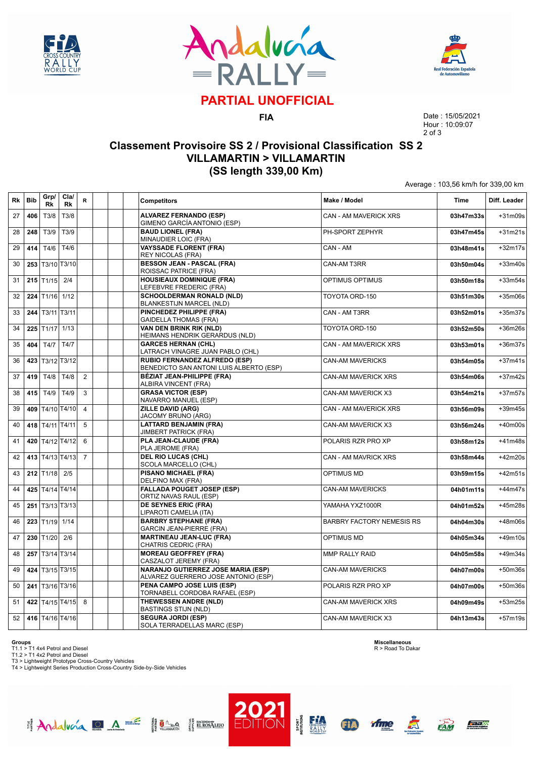# PARTIAL UNOFFICIAL

**FIA**

Date : 15/05/2021
Hour : 10:09:07

## Classement Provisoire SS 2 / Provisional Classification SS 2
## VILLAMARTIN > VILLAMARTIN
## (SS length 339,00 Km)

Average : 103,56 km/h for 339,00 km

| Rk | Bib | Grp/ Rk | Cla/ Rk | R | | | | Competitors | Make / Model | Time | Diff. Leader |
|---|---|---|---|---|---|---|---|---|---|---|---|
| 27 | **406** | T3/8 | T3/8 | | | | | **ALVAREZ FERNANDO (ESP)** GIMENO GARCÍA ANTONIO (ESP) | CAN - AM MAVERICK XRS | **03h47m33s** | +31m09s |
| 28 | **248** | T3/9 | T3/9 | | | | | **BAUD LIONEL (FRA)** MINAUDIER LOIC (FRA) | PH-SPORT ZEPHYR | **03h47m45s** | +31m21s |
| 29 | **414** | T4/6 | T4/6 | | | | | **VAYSSADE FLORENT (FRA)** REY NICOLAS (FRA) | CAN - AM | **03h48m41s** | +32m17s |
| 30 | **253** | T3/10 | T3/10 | | | | | **BESSON JEAN - PASCAL (FRA)** ROISSAC PATRICE (FRA) | CAN-AM T3RR | **03h50m04s** | +33m40s |
| 31 | **215** | T1/15 | 2/4 | | | | | **HOUSIEAUX DOMINIQUE (FRA)** LEFEBVRE FREDERIC (FRA) | OPTIMUS OPTIMUS | **03h50m18s** | +33m54s |
| 32 | **224** | T1/16 | 1/12 | | | | | **SCHOOLDERMAN RONALD (NLD)** BLANKESTIJN MARCEL (NLD) | TOYOTA ORD-150 | **03h51m30s** | +35m06s |
| 33 | **244** | T3/11 | T3/11 | | | | | **PINCHEDEZ PHILIPPE (FRA)** GAIDELLA THOMAS (FRA) | CAN - AM T3RR | **03h52m01s** | +35m37s |
| 34 | **225** | T1/17 | 1/13 | | | | | **VAN DEN BRINK RIK (NLD)** HEIMANS HENDRIK GERARDUS (NLD) | TOYOTA ORD-150 | **03h52m50s** | +36m26s |
| 35 | **404** | T4/7 | T4/7 | | | | | **GARCES HERNAN (CHL)** LATRACH VINAGRE JUAN PABLO (CHL) | CAN - AM MAVERICK XRS | **03h53m01s** | +36m37s |
| 36 | **423** | T3/12 | T3/12 | | | | | **RUBIO FERNANDEZ ALFREDO (ESP)** BENEDICTO SAN ANTONI LUIS ALBERTO (ESP) | CAN-AM MAVERICKS | **03h54m05s** | +37m41s |
| 37 | **419** | T4/8 | T4/8 | 2 | | | | **BÉZIAT JEAN-PHILIPPE (FRA)** ALBIRA VINCENT (FRA) | CAN-AM MAVERICK XRS | **03h54m06s** | +37m42s |
| 38 | **415** | T4/9 | T4/9 | 3 | | | | **GRASA VICTOR (ESP)** NAVARRO MANUEL (ESP) | CAN-AM MAVERICK X3 | **03h54m21s** | +37m57s |
| 39 | **409** | T4/10 | T4/10 | 4 | | | | **ZILLE DAVID (ARG)** JACOMY BRUNO (ARG) | CAN - AM MAVERICK XRS | **03h56m09s** | +39m45s |
| 40 | **418** | T4/11 | T4/11 | 5 | | | | **LATTARD BENJAMIN (FRA)** JIMBERT PATRICK (FRA) | CAN-AM MAVERICK X3 | **03h56m24s** | +40m00s |
| 41 | **420** | T4/12 | T4/12 | 6 | | | | **PLA JEAN-CLAUDE (FRA)** PLA JEROME (FRA) | POLARIS RZR PRO XP | **03h58m12s** | +41m48s |
| 42 | **413** | T4/13 | T4/13 | 7 | | | | **DEL RIO LUCAS (CHL)** SCOLA MARCELLO (CHL) | CAN - AM MAVRICK XRS | **03h58m44s** | +42m20s |
| 43 | **212** | T1/18 | 2/5 | | | | | **PISANO MICHAEL (FRA)** DELFINO MAX (FRA) | OPTIMUS MD | **03h59m15s** | +42m51s |
| 44 | **425** | T4/14 | T4/14 | | | | | **FALLADA POUGET JOSEP (ESP)** ORTIZ NAVAS RAUL (ESP) | CAN-AM MAVERICKS | **04h01m11s** | +44m47s |
| 45 | **251** | T3/13 | T3/13 | | | | | **DE SEYNES ERIC (FRA)** LIPAROTI CAMELIA (ITA) | YAMAHA YXZ1000R | **04h01m52s** | +45m28s |
| 46 | **223** | T1/19 | 1/14 | | | | | **BARBRY STEPHANE (FRA)** GARCIN JEAN-PIERRE (FRA) | BARBRY FACTORY NEMESIS RS | **04h04m30s** | +48m06s |
| 47 | **230** | T1/20 | 2/6 | | | | | **MARTINEAU JEAN-LUC (FRA)** CHATRIS CEDRIC (FRA) | OPTIMUS MD | **04h05m34s** | +49m10s |
| 48 | **257** | T3/14 | T3/14 | | | | | **MOREAU GEOFFREY (FRA)** CASZALOT JEREMY (FRA) | MMP RALLY RAID | **04h05m58s** | +49m34s |
| 49 | **424** | T3/15 | T3/15 | | | | | **NARANJO GUTIERREZ JOSE MARIA (ESP)** ALVAREZ GUERRERO JOSE ANTONIO (ESP) | CAN-AM MAVERICKS | **04h07m00s** | +50m36s |
| 50 | **241** | T3/16 | T3/16 | | | | | **PENA CAMPO JOSE LUIS (ESP)** TORNABELL CORDOBA RAFAEL (ESP) | POLARIS RZR PRO XP | **04h07m00s** | +50m36s |
| 51 | **422** | T4/15 | T4/15 | 8 | | | | **THEWESSEN ANDRE (NLD)** BASTINGS STIJN (NLD) | CAN-AM MAVERICK XRS | **04h09m49s** | +53m25s |
| 52 | **416** | T4/16 | T4/16 | | | | | **SEGURA JORDI (ESP)** SOLA TERRADELLAS MARC (ESP) | CAN-AM MAVERICK X3 | **04h13m43s** | +57m19s |

**Groups**
T1.1 > T1 4x4 Petrol and Diesel
T1.2 > T1 4x2 Petrol and Diesel
T3 > Lightweight Prototype Cross-Country Vehicles
T4 > Lightweight Series Production Cross-Country Side-by-Side Vehicles

**Miscellaneous**
R > Road To Dakar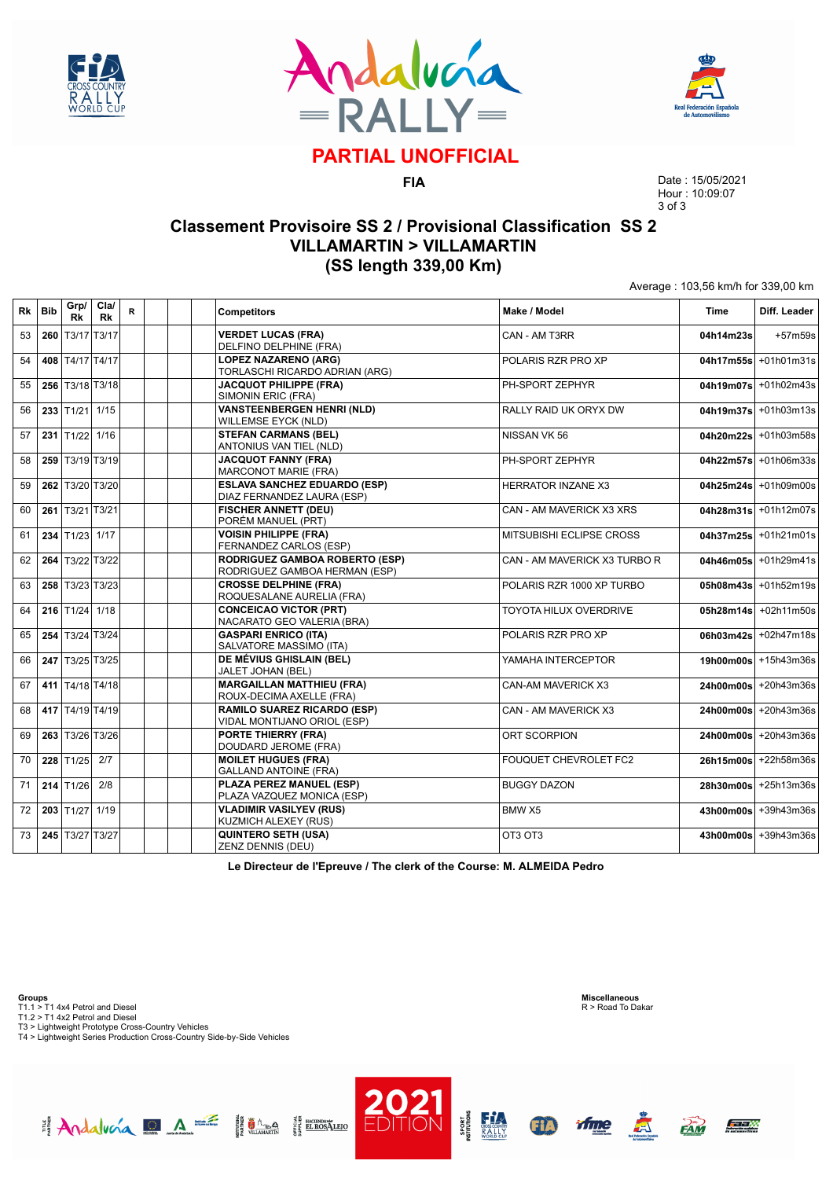## PARTIAL UNOFFICIAL

**FIA**

Date : 15/05/2021
Hour : 10:09:07

## Classement Provisoire SS 2 / Provisional Classification SS 2
## VILLAMARTIN > VILLAMARTIN
## (SS length 339,00 Km)

Average : 103,56 km/h for 339,00 km

| Rk | Bib | Grp/ Rk | Cla/ Rk | R | | | Competitors | Make / Model | Time | Diff. Leader |
|---|---|---|---|---|---|---|---|---|---|---|
| 53 | **260** | T3/17 | T3/17 | | | | **VERDET LUCAS (FRA)** DELFINO DELPHINE (FRA) | CAN - AM T3RR | **04h14m23s** | +57m59s |
| 54 | **408** | T4/17 | T4/17 | | | | **LOPEZ NAZARENO (ARG)** TORLASCHI RICARDO ADRIAN (ARG) | POLARIS RZR PRO XP | **04h17m55s** | +01h01m31s |
| 55 | **256** | T3/18 | T3/18 | | | | **JACQUOT PHILIPPE (FRA)** SIMONIN ERIC (FRA) | PH-SPORT ZEPHYR | **04h19m07s** | +01h02m43s |
| 56 | **233** | T1/21 | 1/15 | | | | **VANSTEENBERGEN HENRI (NLD)** WILLEMSE EYCK (NLD) | RALLY RAID UK ORYX DW | **04h19m37s** | +01h03m13s |
| 57 | **231** | T1/22 | 1/16 | | | | **STEFAN CARMANS (BEL)** ANTONIUS VAN TIEL (NLD) | NISSAN VK 56 | **04h20m22s** | +01h03m58s |
| 58 | **259** | T3/19 | T3/19 | | | | **JACQUOT FANNY (FRA)** MARCONOT MARIE (FRA) | PH-SPORT ZEPHYR | **04h22m57s** | +01h06m33s |
| 59 | **262** | T3/20 | T3/20 | | | | **ESLAVA SANCHEZ EDUARDO (ESP)** DIAZ FERNANDEZ LAURA (ESP) | HERRATOR INZANE X3 | **04h25m24s** | +01h09m00s |
| 60 | **261** | T3/21 | T3/21 | | | | **FISCHER ANNETT (DEU)** PORÉM MANUEL (PRT) | CAN - AM MAVERICK X3 XRS | **04h28m31s** | +01h12m07s |
| 61 | **234** | T1/23 | 1/17 | | | | **VOISIN PHILIPPE (FRA)** FERNANDEZ CARLOS (ESP) | MITSUBISHI ECLIPSE CROSS | **04h37m25s** | +01h21m01s |
| 62 | **264** | T3/22 | T3/22 | | | | **RODRIGUEZ GAMBOA ROBERTO (ESP)** RODRIGUEZ GAMBOA HERMAN (ESP) | CAN - AM MAVERICK X3 TURBO R | **04h46m05s** | +01h29m41s |
| 63 | **258** | T3/23 | T3/23 | | | | **CROSSE DELPHINE (FRA)** ROQUESALANE AURELIA (FRA) | POLARIS RZR 1000 XP TURBO | **05h08m43s** | +01h52m19s |
| 64 | **216** | T1/24 | 1/18 | | | | **CONCEICAO VICTOR (PRT)** NACARATO GEO VALERIA (BRA) | TOYOTA HILUX OVERDRIVE | **05h28m14s** | +02h11m50s |
| 65 | **254** | T3/24 | T3/24 | | | | **GASPARI ENRICO (ITA)** SALVATORE MASSIMO (ITA) | POLARIS RZR PRO XP | **06h03m42s** | +02h47m18s |
| 66 | **247** | T3/25 | T3/25 | | | | **DE MÉVIUS GHISLAIN (BEL)** JALET JOHAN (BEL) | YAMAHA INTERCEPTOR | **19h00m00s** | +15h43m36s |
| 67 | **411** | T4/18 | T4/18 | | | | **MARGAILLAN MATTHIEU (FRA)** ROUX-DECIMA AXELLE (FRA) | CAN-AM MAVERICK X3 | **24h00m00s** | +20h43m36s |
| 68 | **417** | T4/19 | T4/19 | | | | **RAMILO SUAREZ RICARDO (ESP)** VIDAL MONTIJANO ORIOL (ESP) | CAN - AM MAVERICK X3 | **24h00m00s** | +20h43m36s |
| 69 | **263** | T3/26 | T3/26 | | | | **PORTE THIERRY (FRA)** DOUDARD JEROME (FRA) | ORT SCORPION | **24h00m00s** | +20h43m36s |
| 70 | **228** | T1/25 | 2/7 | | | | **MOILET HUGUES (FRA)** GALLAND ANTOINE (FRA) | FOUQUET CHEVROLET FC2 | **26h15m00s** | +22h58m36s |
| 71 | **214** | T1/26 | 2/8 | | | | **PLAZA PEREZ MANUEL (ESP)** PLAZA VAZQUEZ MONICA (ESP) | BUGGY DAZON | **28h30m00s** | +25h13m36s |
| 72 | **203** | T1/27 | 1/19 | | | | **VLADIMIR VASILYEV (RUS)** KUZMICH ALEXEY (RUS) | BMW X5 | **43h00m00s** | +39h43m36s |
| 73 | **245** | T3/27 | T3/27 | | | | **QUINTERO SETH (USA)** ZENZ DENNIS (DEU) | OT3 OT3 | **43h00m00s** | +39h43m36s |

**Le Directeur de l'Epreuve / The clerk of the Course: M. ALMEIDA Pedro**

**Groups**
T1.1 > T1 4x4 Petrol and Diesel
T1.2 > T1 4x2 Petrol and Diesel
T3 > Lightweight Prototype Cross-Country Vehicles
T4 > Lightweight Series Production Cross-Country Side-by-Side Vehicles

**Miscellaneous**
R > Road To Dakar